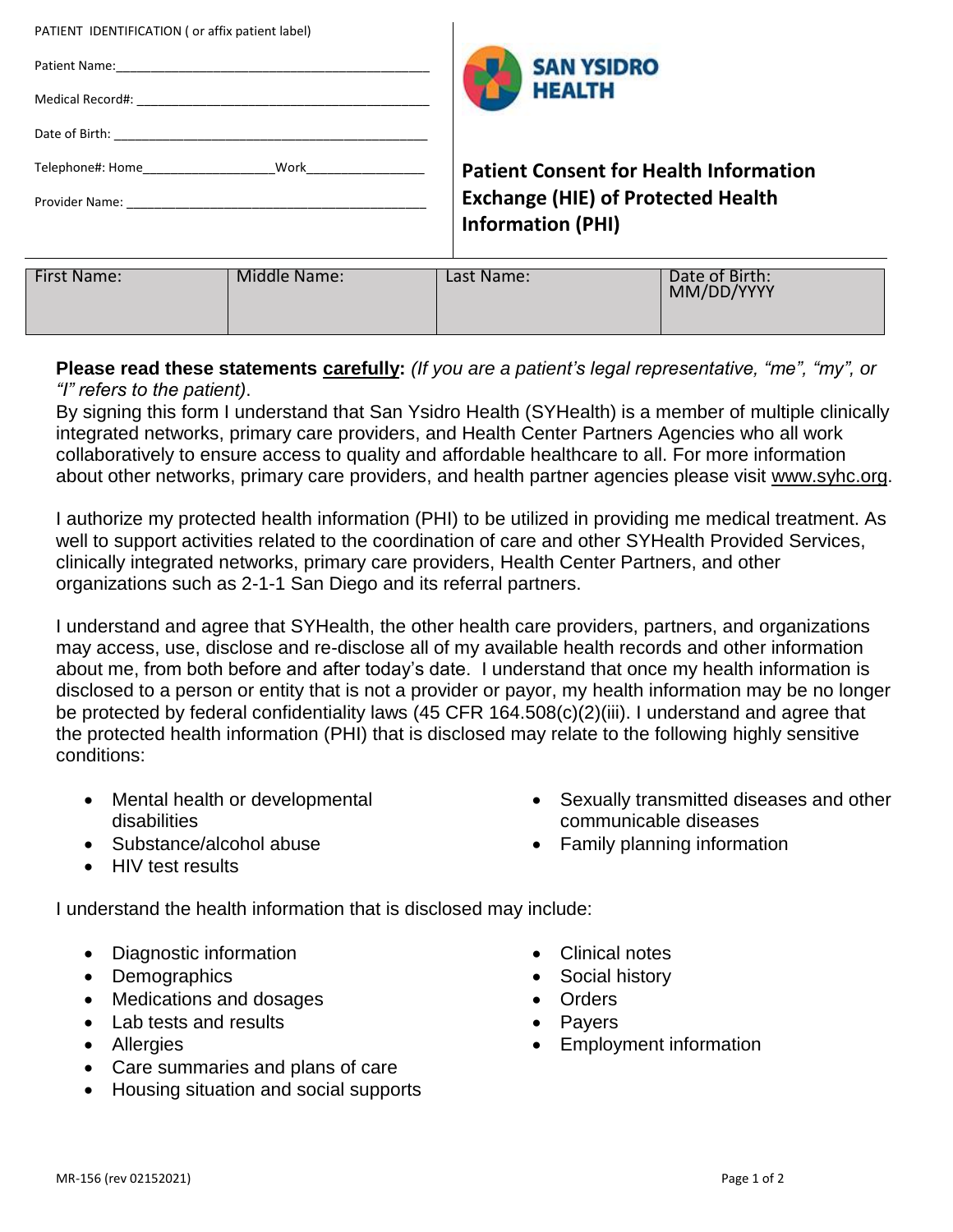PATIENT IDENTIFICATION ( or affix patient label)

Patient Name:_______________________________________________

Medical Record#: ____________________________________________

Date of Birth: _______________________________________________

Telephone#: Home___________________Work_________________

Provider Name: ______________________________________________

SAN YSIDRO HEALTH

# Patient Consent for Health Information Exchange (HIE) of Protected Health Information (PHI)

| First Name: | Middle Name: | Last Name: | Date of Birth: MM/DD/YYYY |
|---|---|---|---|
| | | | |

**Please read these statements <u>carefully</u>:** *(If you are a patient's legal representative, "me", "my", or "I" refers to the patient)*.

By signing this form I understand that San Ysidro Health (SYHealth) is a member of multiple clinically integrated networks, primary care providers, and Health Center Partners Agencies who all work collaboratively to ensure access to quality and affordable healthcare to all. For more information about other networks, primary care providers, and health partner agencies please visit www.syhc.org.

I authorize my protected health information (PHI) to be utilized in providing me medical treatment. As well to support activities related to the coordination of care and other SYHealth Provided Services, clinically integrated networks, primary care providers, Health Center Partners, and other organizations such as 2-1-1 San Diego and its referral partners.

I understand and agree that SYHealth, the other health care providers, partners, and organizations may access, use, disclose and re-disclose all of my available health records and other information about me, from both before and after today's date. I understand that once my health information is disclosed to a person or entity that is not a provider or payor, my health information may be no longer be protected by federal confidentiality laws (45 CFR 164.508(c)(2)(iii). I understand and agree that the protected health information (PHI) that is disclosed may relate to the following highly sensitive conditions:

- Mental health or developmental disabilities
- Substance/alcohol abuse
- HIV test results
- Sexually transmitted diseases and other communicable diseases
- Family planning information

I understand the health information that is disclosed may include:

- Diagnostic information
- Demographics
- Medications and dosages
- Lab tests and results
- Allergies
- Care summaries and plans of care
- Housing situation and social supports
- Clinical notes
- Social history
- Orders
- Payers
- Employment information

MR-156 (rev 02152021)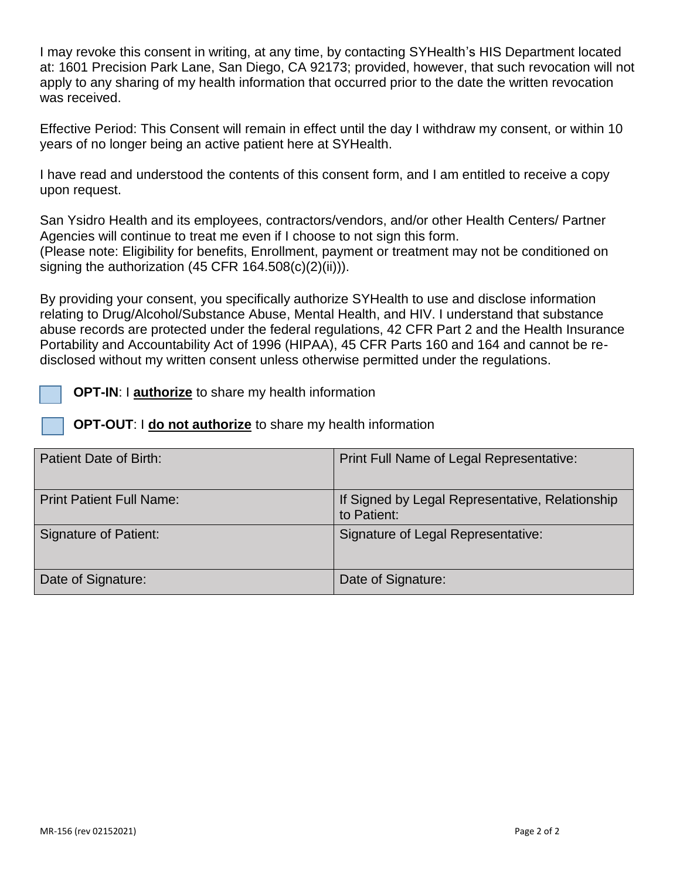I may revoke this consent in writing, at any time, by contacting SYHealth's HIS Department located at: 1601 Precision Park Lane, San Diego, CA 92173; provided, however, that such revocation will not apply to any sharing of my health information that occurred prior to the date the written revocation was received.

Effective Period: This Consent will remain in effect until the day I withdraw my consent, or within 10 years of no longer being an active patient here at SYHealth.

I have read and understood the contents of this consent form, and I am entitled to receive a copy upon request.

San Ysidro Health and its employees, contractors/vendors, and/or other Health Centers/ Partner Agencies will continue to treat me even if I choose to not sign this form.
(Please note: Eligibility for benefits, Enrollment, payment or treatment may not be conditioned on signing the authorization (45 CFR 164.508(c)(2)(ii))).

By providing your consent, you specifically authorize SYHealth to use and disclose information relating to Drug/Alcohol/Substance Abuse, Mental Health, and HIV. I understand that substance abuse records are protected under the federal regulations, 42 CFR Part 2 and the Health Insurance Portability and Accountability Act of 1996 (HIPAA), 45 CFR Parts 160 and 164 and cannot be re-disclosed without my written consent unless otherwise permitted under the regulations.

☐ **OPT-IN**: I **authorize** to share my health information

☐ **OPT-OUT**: I **do not authorize** to share my health information

| | |
|---|---|
| Patient Date of Birth: | Print Full Name of Legal Representative: |
| Print Patient Full Name: | If Signed by Legal Representative, Relationship to Patient: |
| Signature of Patient: | Signature of Legal Representative: |
| Date of Signature: | Date of Signature: |

MR-156 (rev 02152021)